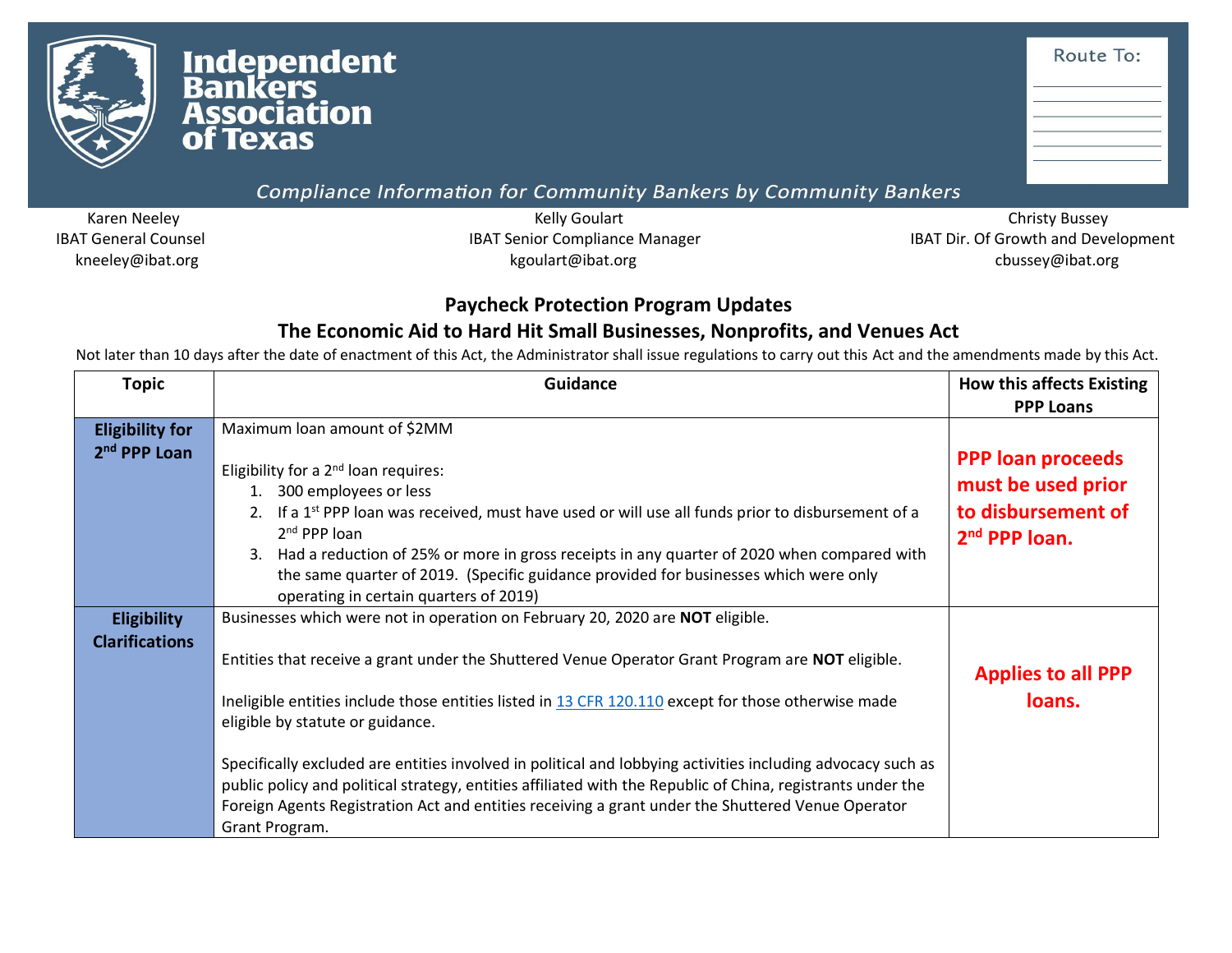# Independent Bankers Association of Texas

Route To:

*Compliance Information for Community Bankers by Community Bankers*

Karen Neeley
IBAT General Counsel
kneeley@ibat.org

Kelly Goulart
IBAT Senior Compliance Manager
kgoulart@ibat.org

Christy Bussey
IBAT Dir. Of Growth and Development
cbussey@ibat.org

## Paycheck Protection Program Updates

## The Economic Aid to Hard Hit Small Businesses, Nonprofits, and Venues Act

Not later than 10 days after the date of enactment of this Act, the Administrator shall issue regulations to carry out this Act and the amendments made by this Act.

| Topic | Guidance | How this affects Existing PPP Loans |
|---|---|---|
| **Eligibility for 2nd PPP Loan** | Maximum loan amount of $2MM<br><br>Eligibility for a 2nd loan requires:<br>1. 300 employees or less<br>2. If a 1st PPP loan was received, must have used or will use all funds prior to disbursement of a 2nd PPP loan<br>3. Had a reduction of 25% or more in gross receipts in any quarter of 2020 when compared with the same quarter of 2019. (Specific guidance provided for businesses which were only operating in certain quarters of 2019) | **PPP loan proceeds must be used prior to disbursement of 2nd PPP loan.** |
| **Eligibility Clarifications** | Businesses which were not in operation on February 20, 2020 are **NOT** eligible.<br><br>Entities that receive a grant under the Shuttered Venue Operator Grant Program are **NOT** eligible.<br><br>Ineligible entities include those entities listed in 13 CFR 120.110 except for those otherwise made eligible by statute or guidance.<br><br>Specifically excluded are entities involved in political and lobbying activities including advocacy such as public policy and political strategy, entities affiliated with the Republic of China, registrants under the Foreign Agents Registration Act and entities receiving a grant under the Shuttered Venue Operator Grant Program. | **Applies to all PPP loans.** |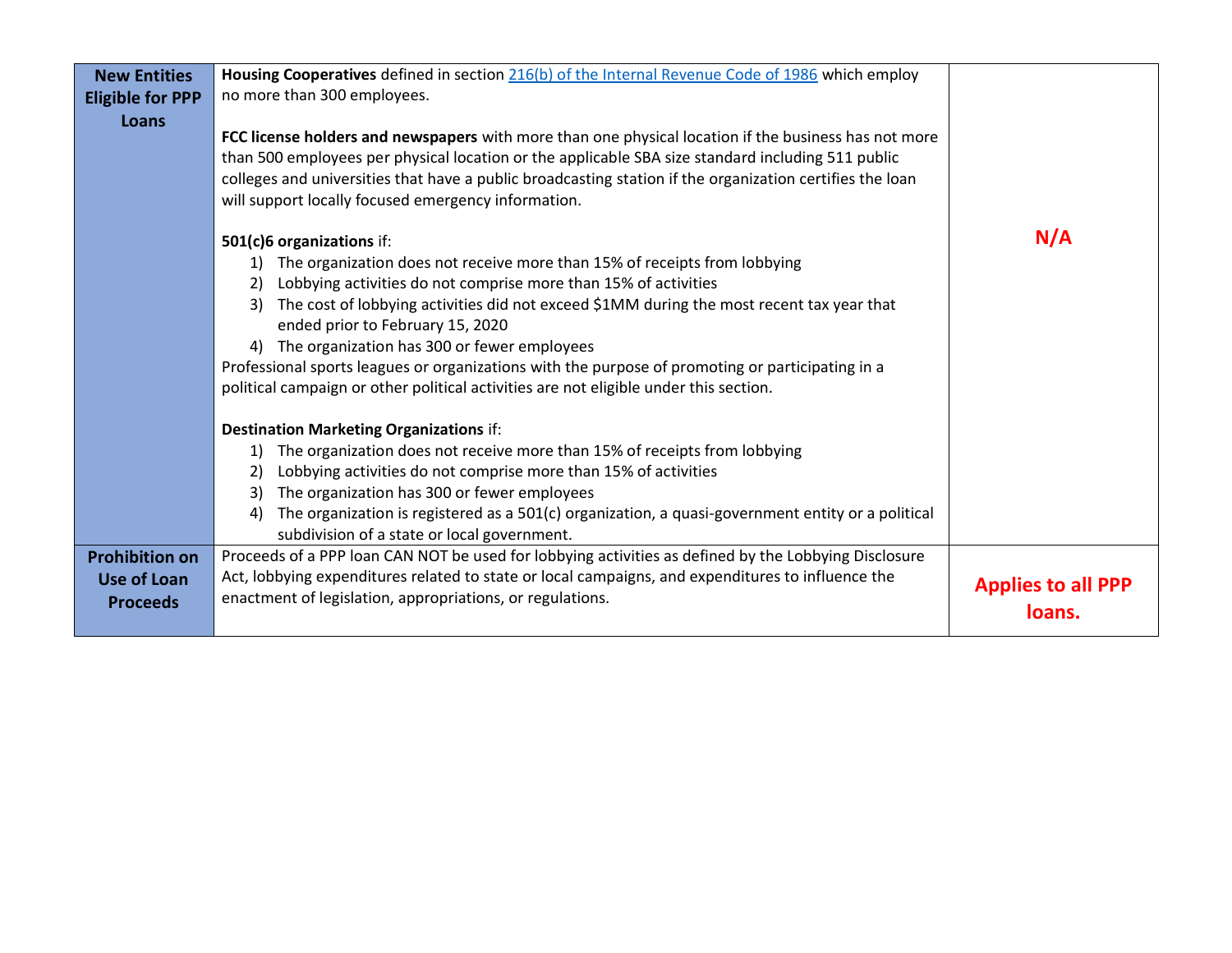| **New Entities Eligible for PPP Loans** | **Housing Cooperatives** defined in section [216(b) of the Internal Revenue Code of 1986]() which employ no more than 300 employees.<br><br>**FCC license holders and newspapers** with more than one physical location if the business has not more than 500 employees per physical location or the applicable SBA size standard including 511 public colleges and universities that have a public broadcasting station if the organization certifies the loan will support locally focused emergency information.<br><br>**501(c)6 organizations** if:<br>1) The organization does not receive more than 15% of receipts from lobbying<br>2) Lobbying activities do not comprise more than 15% of activities<br>3) The cost of lobbying activities did not exceed $1MM during the most recent tax year that ended prior to February 15, 2020<br>4) The organization has 300 or fewer employees<br>Professional sports leagues or organizations with the purpose of promoting or participating in a political campaign or other political activities are not eligible under this section.<br><br>**Destination Marketing Organizations** if:<br>1) The organization does not receive more than 15% of receipts from lobbying<br>2) Lobbying activities do not comprise more than 15% of activities<br>3) The organization has 300 or fewer employees<br>4) The organization is registered as a 501(c) organization, a quasi-government entity or a political subdivision of a state or local government. | **N/A** |
|---|---|---|
| **Prohibition on Use of Loan Proceeds** | Proceeds of a PPP loan CAN NOT be used for lobbying activities as defined by the Lobbying Disclosure Act, lobbying expenditures related to state or local campaigns, and expenditures to influence the enactment of legislation, appropriations, or regulations. | **Applies to all PPP loans.** |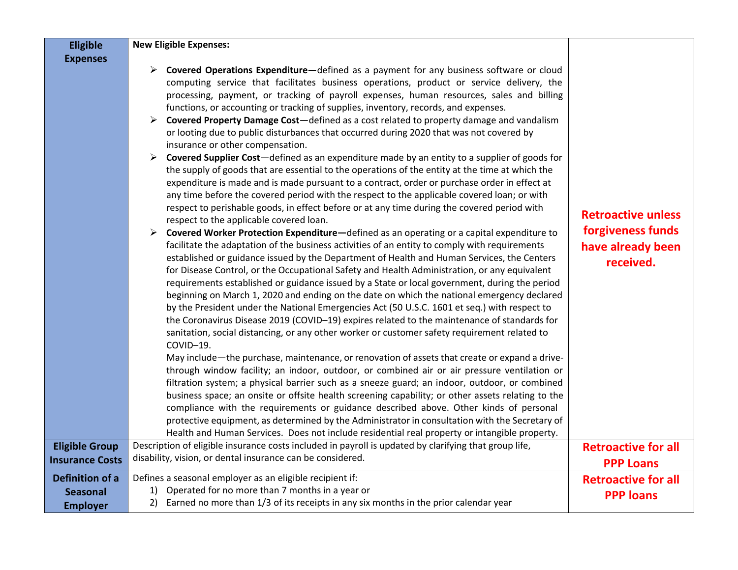| | | |
|---|---|---|
| **Eligible Expenses** | **New Eligible Expenses:**<br><br>➢ **Covered Operations Expenditure**—defined as a payment for any business software or cloud computing service that facilitates business operations, product or service delivery, the processing, payment, or tracking of payroll expenses, human resources, sales and billing functions, or accounting or tracking of supplies, inventory, records, and expenses.<br>➢ **Covered Property Damage Cost**—defined as a cost related to property damage and vandalism or looting due to public disturbances that occurred during 2020 that was not covered by insurance or other compensation.<br>➢ **Covered Supplier Cost**—defined as an expenditure made by an entity to a supplier of goods for the supply of goods that are essential to the operations of the entity at the time at which the expenditure is made and is made pursuant to a contract, order or purchase order in effect at any time before the covered period with the respect to the applicable covered loan; or with respect to perishable goods, in effect before or at any time during the covered period with respect to the applicable covered loan.<br>➢ **Covered Worker Protection Expenditure—**defined as an operating or a capital expenditure to facilitate the adaptation of the business activities of an entity to comply with requirements established or guidance issued by the Department of Health and Human Services, the Centers for Disease Control, or the Occupational Safety and Health Administration, or any equivalent requirements established or guidance issued by a State or local government, during the period beginning on March 1, 2020 and ending on the date on which the national emergency declared by the President under the National Emergencies Act (50 U.S.C. 1601 et seq.) with respect to the Coronavirus Disease 2019 (COVID–19) expires related to the maintenance of standards for sanitation, social distancing, or any other worker or customer safety requirement related to COVID–19.<br>May include—the purchase, maintenance, or renovation of assets that create or expand a drive-through window facility; an indoor, outdoor, or combined air or air pressure ventilation or filtration system; a physical barrier such as a sneeze guard; an indoor, outdoor, or combined business space; an onsite or offsite health screening capability; or other assets relating to the compliance with the requirements or guidance described above. Other kinds of personal protective equipment, as determined by the Administrator in consultation with the Secretary of Health and Human Services. Does not include residential real property or intangible property. | **Retroactive unless forgiveness funds have already been received.** |
| **Eligible Group Insurance Costs** | Description of eligible insurance costs included in payroll is updated by clarifying that group life, disability, vision, or dental insurance can be considered. | **Retroactive for all PPP Loans** |
| **Definition of a Seasonal Employer** | Defines a seasonal employer as an eligible recipient if:<br>1) Operated for no more than 7 months in a year or<br>2) Earned no more than 1/3 of its receipts in any six months in the prior calendar year | **Retroactive for all PPP loans** |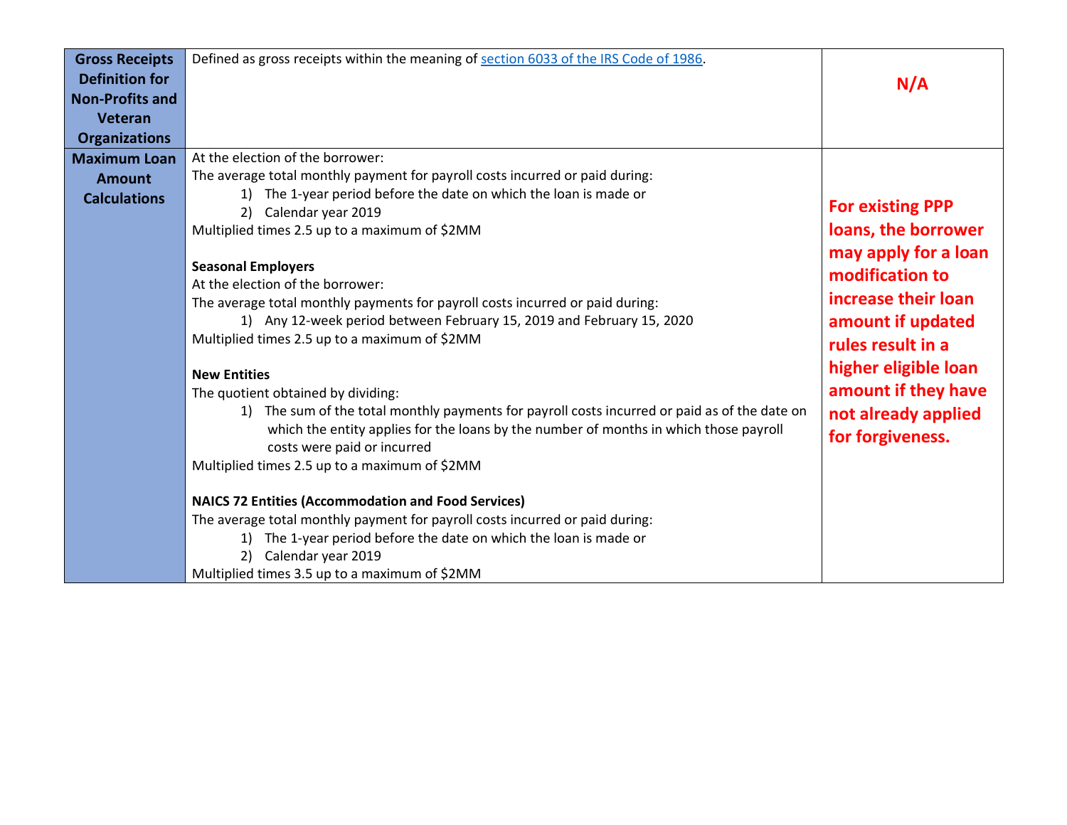| | | |
|---|---|---|
| **Gross Receipts Definition for Non-Profits and Veteran Organizations** | Defined as gross receipts within the meaning of [section 6033 of the IRS Code of 1986](). | **N/A** |
| **Maximum Loan Amount Calculations** | At the election of the borrower:<br>The average total monthly payment for payroll costs incurred or paid during:<br>1) The 1-year period before the date on which the loan is made or<br>2) Calendar year 2019<br>Multiplied times 2.5 up to a maximum of $2MM<br><br>**Seasonal Employers**<br>At the election of the borrower:<br>The average total monthly payments for payroll costs incurred or paid during:<br>1) Any 12-week period between February 15, 2019 and February 15, 2020<br>Multiplied times 2.5 up to a maximum of $2MM<br><br>**New Entities**<br>The quotient obtained by dividing:<br>1) The sum of the total monthly payments for payroll costs incurred or paid as of the date on which the entity applies for the loans by the number of months in which those payroll costs were paid or incurred<br>Multiplied times 2.5 up to a maximum of $2MM<br><br>**NAICS 72 Entities (Accommodation and Food Services)**<br>The average total monthly payment for payroll costs incurred or paid during:<br>1) The 1-year period before the date on which the loan is made or<br>2) Calendar year 2019<br>Multiplied times 3.5 up to a maximum of $2MM | **For existing PPP loans, the borrower may apply for a loan modification to increase their loan amount if updated rules result in a higher eligible loan amount if they have not already applied for forgiveness.** |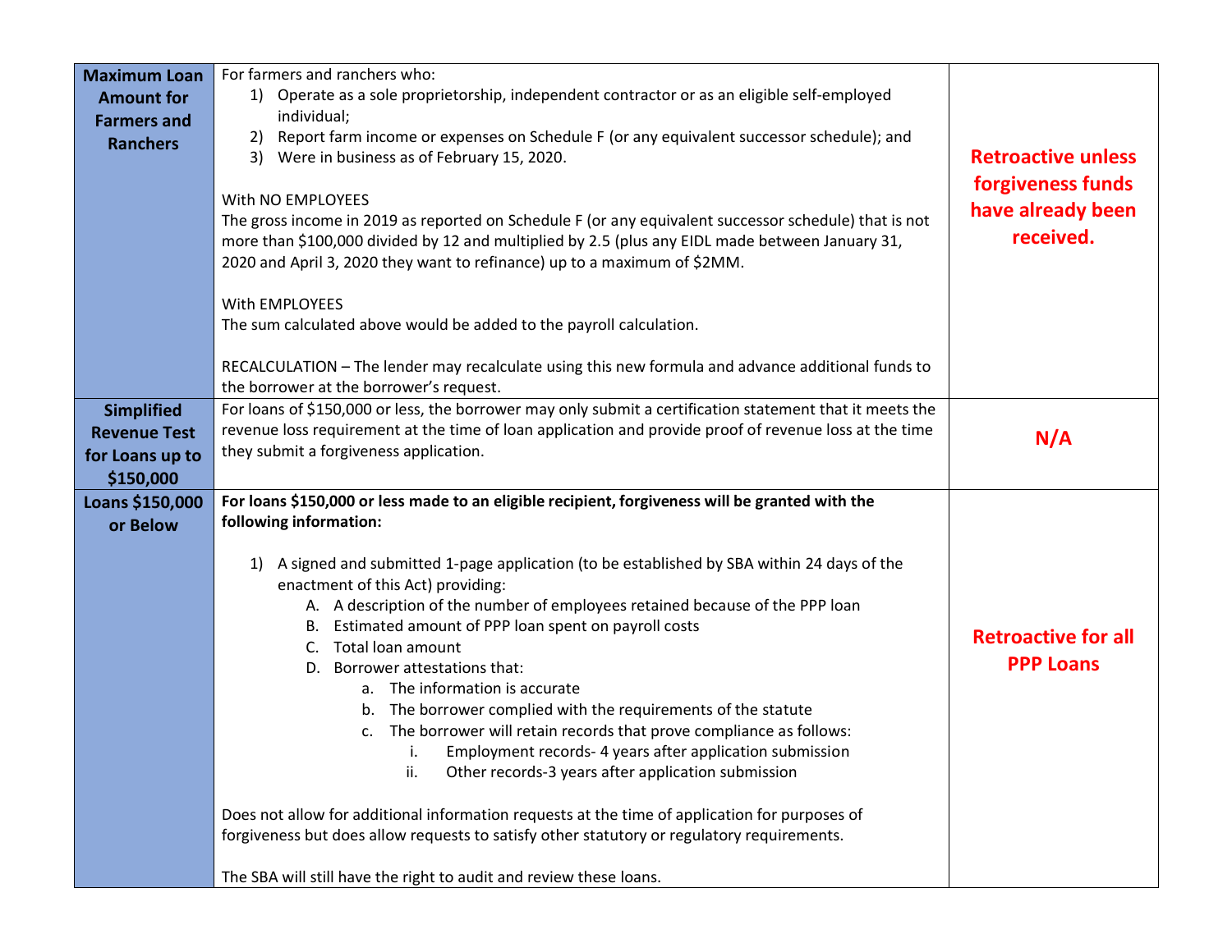| | | |
|---|---|---|
| **Maximum Loan Amount for Farmers and Ranchers** | For farmers and ranchers who:<br>1) Operate as a sole proprietorship, independent contractor or as an eligible self-employed individual;<br>2) Report farm income or expenses on Schedule F (or any equivalent successor schedule); and<br>3) Were in business as of February 15, 2020.<br><br>With NO EMPLOYEES<br>The gross income in 2019 as reported on Schedule F (or any equivalent successor schedule) that is not more than $100,000 divided by 12 and multiplied by 2.5 (plus any EIDL made between January 31, 2020 and April 3, 2020 they want to refinance) up to a maximum of $2MM.<br><br>With EMPLOYEES<br>The sum calculated above would be added to the payroll calculation.<br><br>RECALCULATION – The lender may recalculate using this new formula and advance additional funds to the borrower at the borrower's request. | **Retroactive unless forgiveness funds have already been received.** |
| **Simplified Revenue Test for Loans up to $150,000** | For loans of $150,000 or less, the borrower may only submit a certification statement that it meets the revenue loss requirement at the time of loan application and provide proof of revenue loss at the time they submit a forgiveness application. | **N/A** |
| **Loans $150,000 or Below** | **For loans $150,000 or less made to an eligible recipient, forgiveness will be granted with the following information:**<br><br>1) A signed and submitted 1-page application (to be established by SBA within 24 days of the enactment of this Act) providing:<br>A. A description of the number of employees retained because of the PPP loan<br>B. Estimated amount of PPP loan spent on payroll costs<br>C. Total loan amount<br>D. Borrower attestations that:<br>a. The information is accurate<br>b. The borrower complied with the requirements of the statute<br>c. The borrower will retain records that prove compliance as follows:<br>i. Employment records- 4 years after application submission<br>ii. Other records-3 years after application submission<br><br>Does not allow for additional information requests at the time of application for purposes of forgiveness but does allow requests to satisfy other statutory or regulatory requirements.<br><br>The SBA will still have the right to audit and review these loans. | **Retroactive for all PPP Loans** |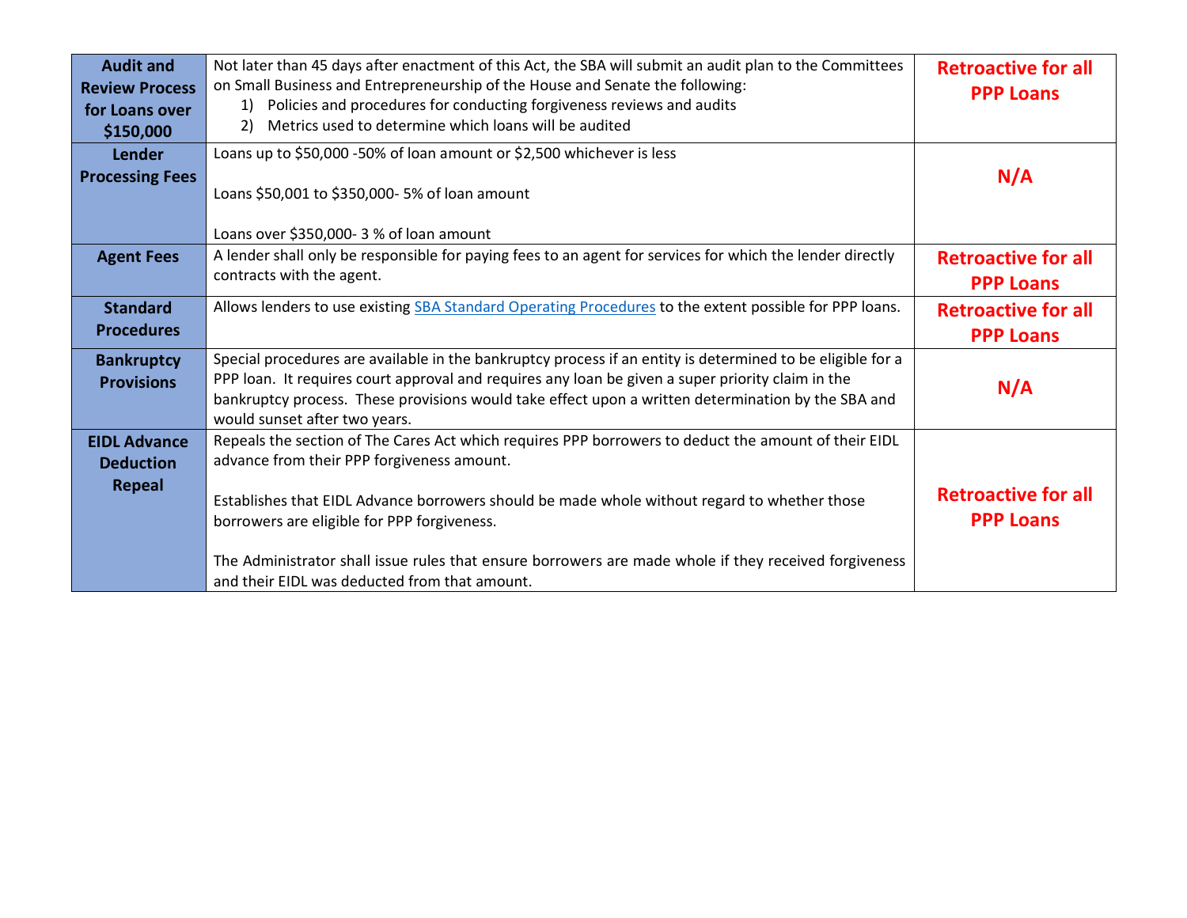| | | |
|---|---|---|
| **Audit and Review Process for Loans over $150,000** | Not later than 45 days after enactment of this Act, the SBA will submit an audit plan to the Committees on Small Business and Entrepreneurship of the House and Senate the following:<br>1) Policies and procedures for conducting forgiveness reviews and audits<br>2) Metrics used to determine which loans will be audited | **Retroactive for all PPP Loans** |
| **Lender Processing Fees** | Loans up to $50,000 -50% of loan amount or $2,500 whichever is less<br><br>Loans $50,001 to $350,000- 5% of loan amount<br><br>Loans over $350,000- 3 % of loan amount | **N/A** |
| **Agent Fees** | A lender shall only be responsible for paying fees to an agent for services for which the lender directly contracts with the agent. | **Retroactive for all PPP Loans** |
| **Standard Procedures** | Allows lenders to use existing SBA Standard Operating Procedures to the extent possible for PPP loans. | **Retroactive for all PPP Loans** |
| **Bankruptcy Provisions** | Special procedures are available in the bankruptcy process if an entity is determined to be eligible for a PPP loan. It requires court approval and requires any loan be given a super priority claim in the bankruptcy process. These provisions would take effect upon a written determination by the SBA and would sunset after two years. | **N/A** |
| **EIDL Advance Deduction Repeal** | Repeals the section of The Cares Act which requires PPP borrowers to deduct the amount of their EIDL advance from their PPP forgiveness amount.<br><br>Establishes that EIDL Advance borrowers should be made whole without regard to whether those borrowers are eligible for PPP forgiveness.<br><br>The Administrator shall issue rules that ensure borrowers are made whole if they received forgiveness and their EIDL was deducted from that amount. | **Retroactive for all PPP Loans** |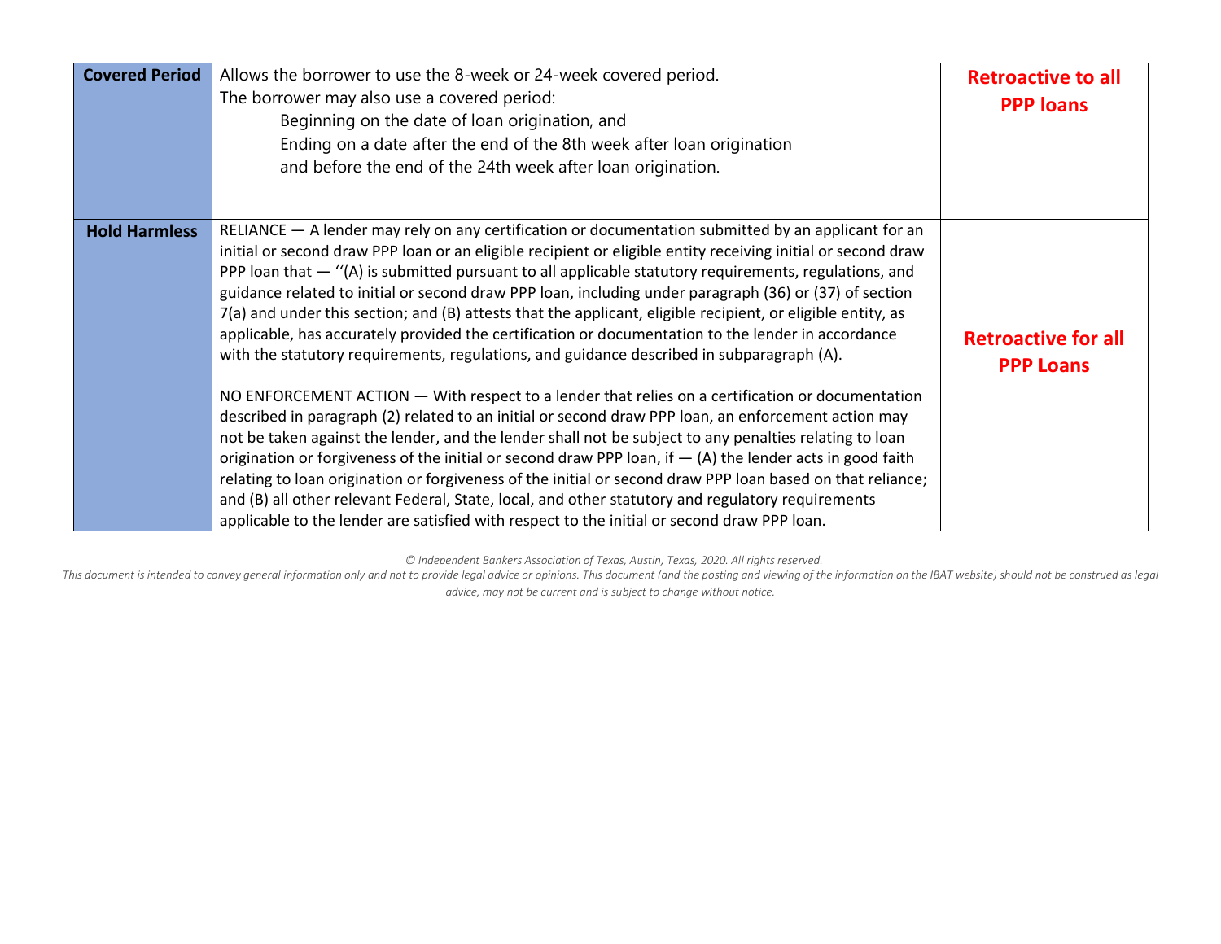| | | |
|---|---|---|
| **Covered Period** | Allows the borrower to use the 8-week or 24-week covered period.<br>The borrower may also use a covered period:<br>Beginning on the date of loan origination, and<br>Ending on a date after the end of the 8th week after loan origination and before the end of the 24th week after loan origination. | **Retroactive to all PPP loans** |
| **Hold Harmless** | RELIANCE — A lender may rely on any certification or documentation submitted by an applicant for an initial or second draw PPP loan or an eligible recipient or eligible entity receiving initial or second draw PPP loan that — ''(A) is submitted pursuant to all applicable statutory requirements, regulations, and guidance related to initial or second draw PPP loan, including under paragraph (36) or (37) of section 7(a) and under this section; and (B) attests that the applicant, eligible recipient, or eligible entity, as applicable, has accurately provided the certification or documentation to the lender in accordance with the statutory requirements, regulations, and guidance described in subparagraph (A).<br><br>NO ENFORCEMENT ACTION — With respect to a lender that relies on a certification or documentation described in paragraph (2) related to an initial or second draw PPP loan, an enforcement action may not be taken against the lender, and the lender shall not be subject to any penalties relating to loan origination or forgiveness of the initial or second draw PPP loan, if — (A) the lender acts in good faith relating to loan origination or forgiveness of the initial or second draw PPP loan based on that reliance; and (B) all other relevant Federal, State, local, and other statutory and regulatory requirements applicable to the lender are satisfied with respect to the initial or second draw PPP loan. | **Retroactive for all PPP Loans** |

*© Independent Bankers Association of Texas, Austin, Texas, 2020. All rights reserved.*

*This document is intended to convey general information only and not to provide legal advice or opinions. This document (and the posting and viewing of the information on the IBAT website) should not be construed as legal advice, may not be current and is subject to change without notice.*